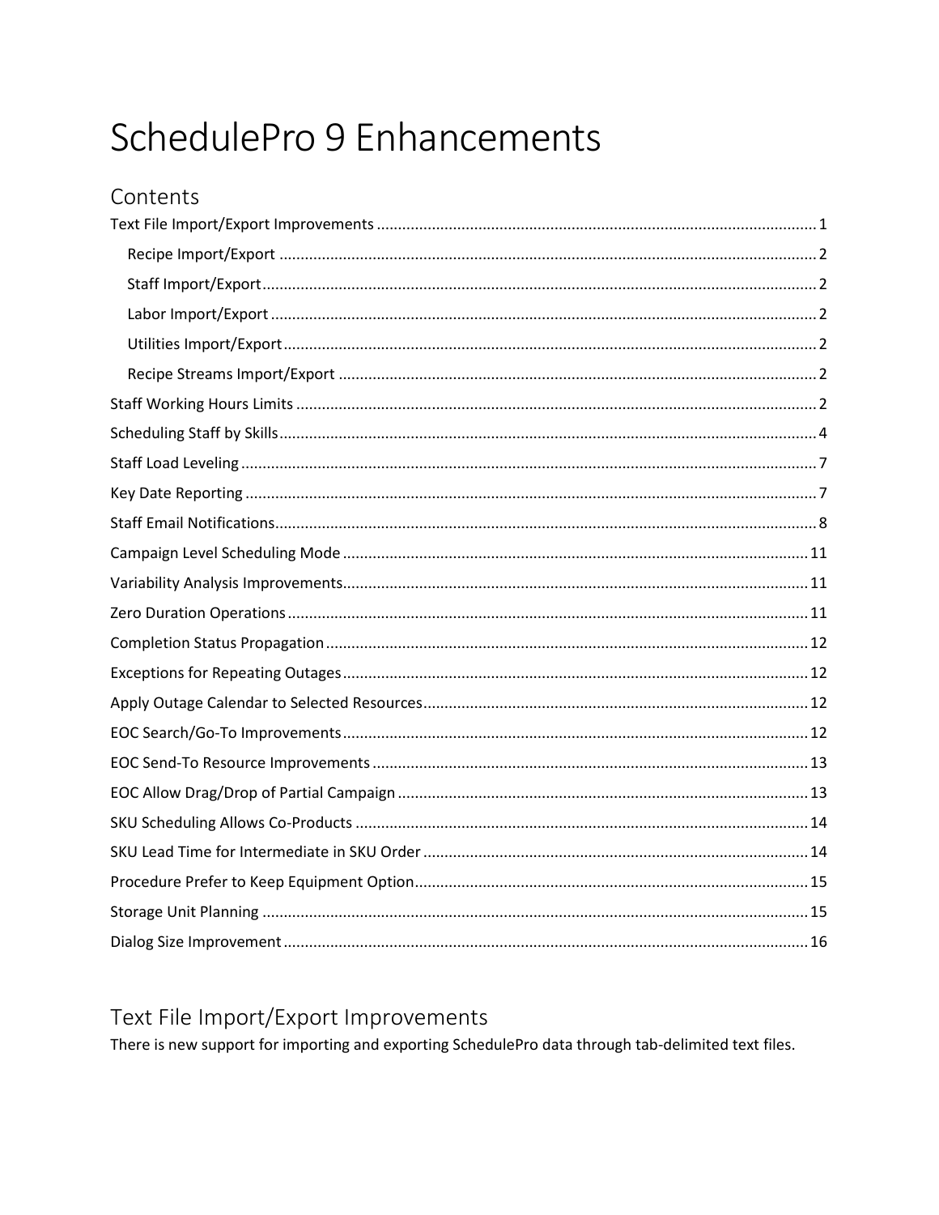# SchedulePro 9 Enhancements

## Contents

- Text File Import/Export Improvements ..... 1
  - Recipe Import/Export ..... 2
  - Staff Import/Export ..... 2
  - Labor Import/Export ..... 2
  - Utilities Import/Export ..... 2
  - Recipe Streams Import/Export ..... 2
- Staff Working Hours Limits ..... 2
- Scheduling Staff by Skills ..... 4
- Staff Load Leveling ..... 7
- Key Date Reporting ..... 7
- Staff Email Notifications ..... 8
- Campaign Level Scheduling Mode ..... 11
- Variability Analysis Improvements ..... 11
- Zero Duration Operations ..... 11
- Completion Status Propagation ..... 12
- Exceptions for Repeating Outages ..... 12
- Apply Outage Calendar to Selected Resources ..... 12
- EOC Search/Go-To Improvements ..... 12
- EOC Send-To Resource Improvements ..... 13
- EOC Allow Drag/Drop of Partial Campaign ..... 13
- SKU Scheduling Allows Co-Products ..... 14
- SKU Lead Time for Intermediate in SKU Order ..... 14
- Procedure Prefer to Keep Equipment Option ..... 15
- Storage Unit Planning ..... 15
- Dialog Size Improvement ..... 16

## Text File Import/Export Improvements

There is new support for importing and exporting SchedulePro data through tab-delimited text files.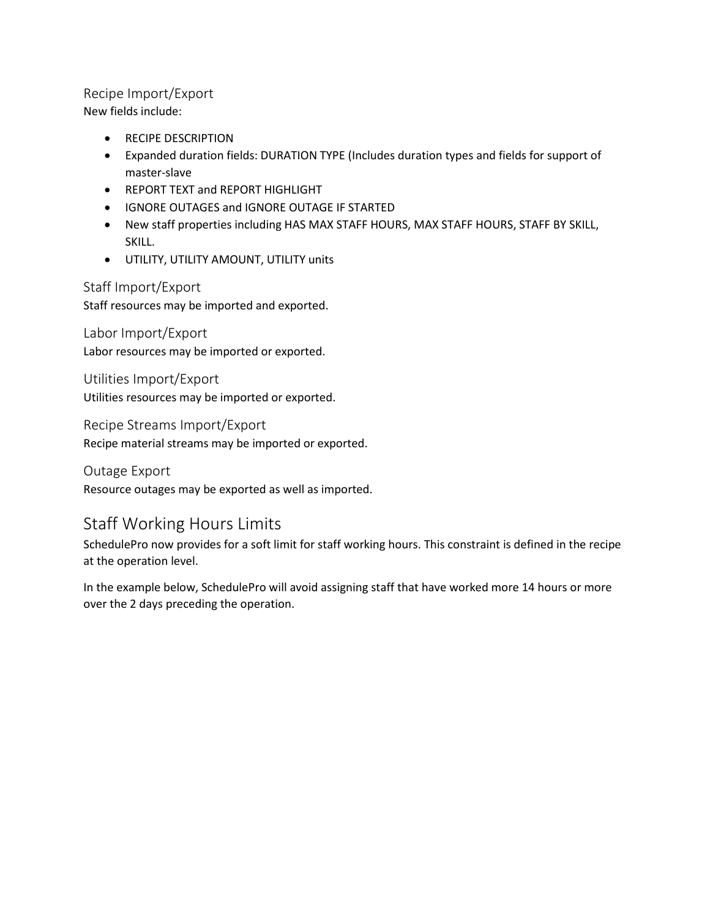### Recipe Import/Export

New fields include:

- RECIPE DESCRIPTION
- Expanded duration fields: DURATION TYPE (Includes duration types and fields for support of master-slave
- REPORT TEXT and REPORT HIGHLIGHT
- IGNORE OUTAGES and IGNORE OUTAGE IF STARTED
- New staff properties including HAS MAX STAFF HOURS, MAX STAFF HOURS, STAFF BY SKILL, SKILL.
- UTILITY, UTILITY AMOUNT, UTILITY units

### Staff Import/Export

Staff resources may be imported and exported.

### Labor Import/Export

Labor resources may be imported or exported.

### Utilities Import/Export

Utilities resources may be imported or exported.

### Recipe Streams Import/Export

Recipe material streams may be imported or exported.

### Outage Export

Resource outages may be exported as well as imported.

## Staff Working Hours Limits

SchedulePro now provides for a soft limit for staff working hours. This constraint is defined in the recipe at the operation level.

In the example below, SchedulePro will avoid assigning staff that have worked more 14 hours or more over the 2 days preceding the operation.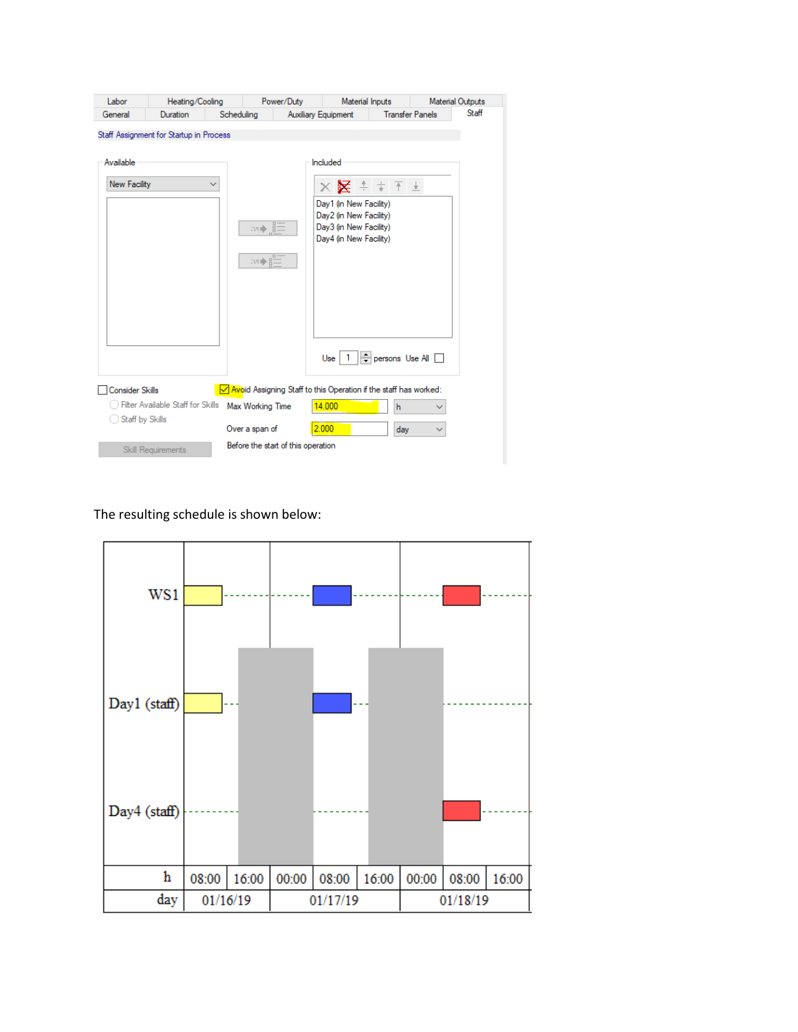The resulting schedule is shown below: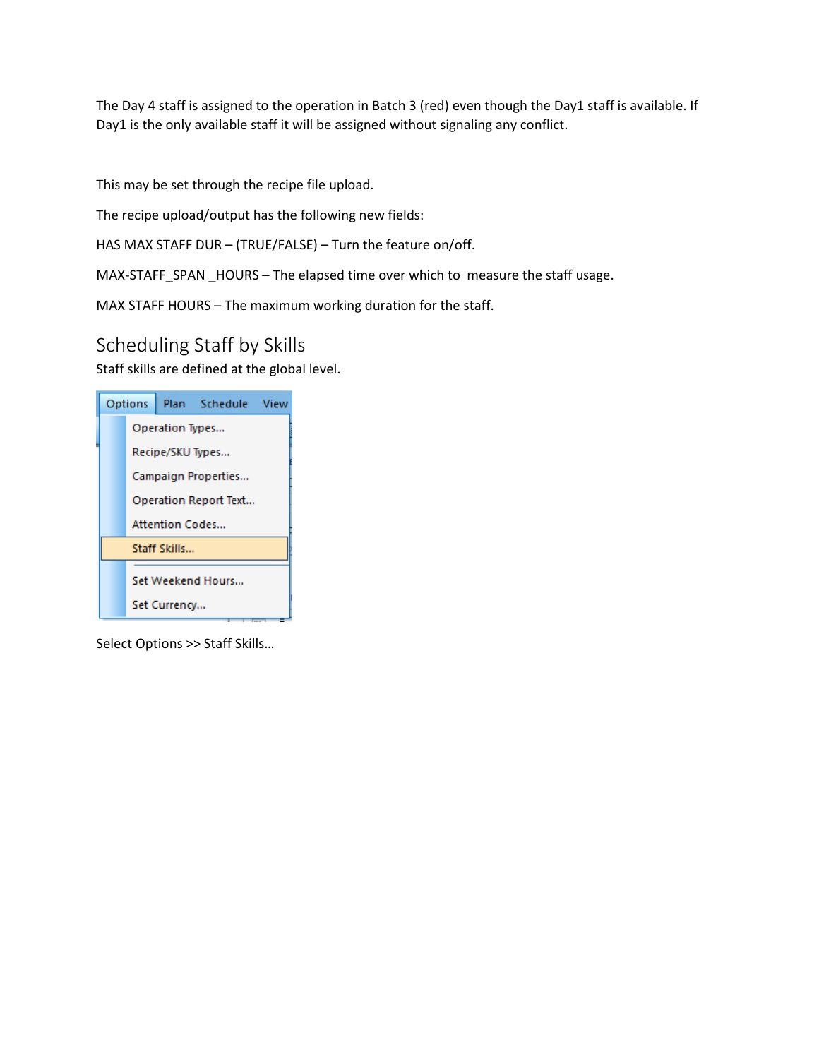The Day 4 staff is assigned to the operation in Batch 3 (red) even though the Day1 staff is available. If Day1 is the only available staff it will be assigned without signaling any conflict.

This may be set through the recipe file upload.

The recipe upload/output has the following new fields:

HAS MAX STAFF DUR – (TRUE/FALSE) – Turn the feature on/off.

MAX-STAFF_SPAN _HOURS – The elapsed time over which to measure the staff usage.

MAX STAFF HOURS – The maximum working duration for the staff.

## Scheduling Staff by Skills

Staff skills are defined at the global level.

Options | Plan | Schedule | View

- Operation Types...
- Recipe/SKU Types...
- Campaign Properties...
- Operation Report Text...
- Attention Codes...
- Staff Skills...
- Set Weekend Hours...
- Set Currency...

Select Options >> Staff Skills…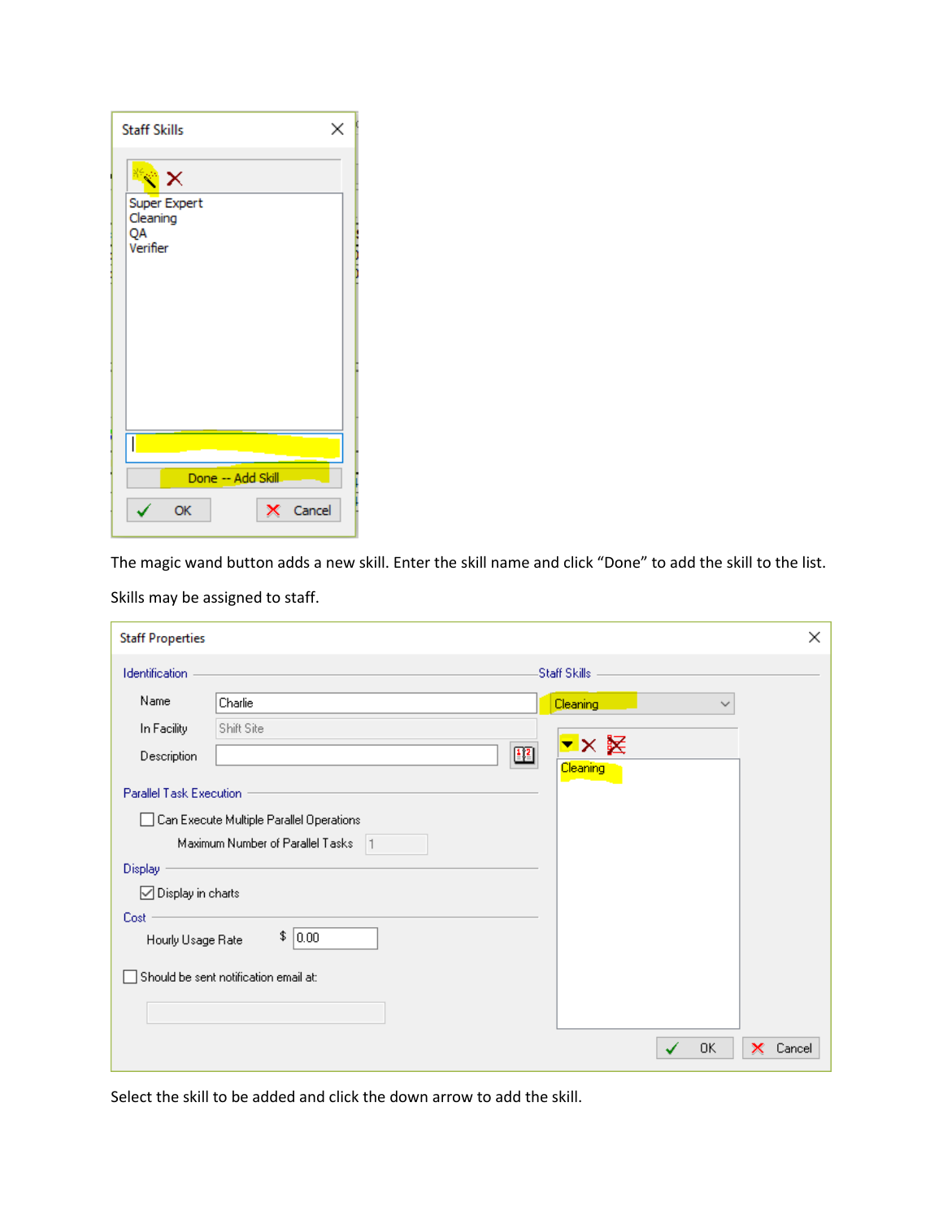Staff Skills

Super Expert
Cleaning
QA
Verifier

Done -- Add Skill

OK Cancel

The magic wand button adds a new skill. Enter the skill name and click "Done" to add the skill to the list.

Skills may be assigned to staff.

Staff Properties

Identification

Name: Charlie

In Facility: Shift Site

Description

Staff Skills

Cleaning

Cleaning

Parallel Task Execution

Can Execute Multiple Parallel Operations

Maximum Number of Parallel Tasks: 1

Display

Display in charts

Cost

Hourly Usage Rate $ 0.00

Should be sent notification email at:

OK Cancel

Select the skill to be added and click the down arrow to add the skill.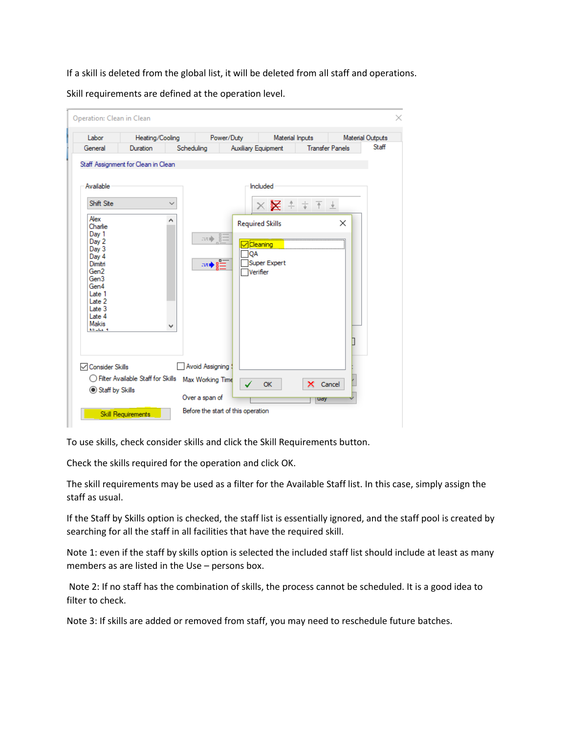If a skill is deleted from the global list, it will be deleted from all staff and operations.

Skill requirements are defined at the operation level.

To use skills, check consider skills and click the Skill Requirements button.

Check the skills required for the operation and click OK.

The skill requirements may be used as a filter for the Available Staff list. In this case, simply assign the staff as usual.

If the Staff by Skills option is checked, the staff list is essentially ignored, and the staff pool is created by searching for all the staff in all facilities that have the required skill.

Note 1: even if the staff by skills option is selected the included staff list should include at least as many members as are listed in the Use – persons box.

Note 2: If no staff has the combination of skills, the process cannot be scheduled. It is a good idea to filter to check.

Note 3: If skills are added or removed from staff, you may need to reschedule future batches.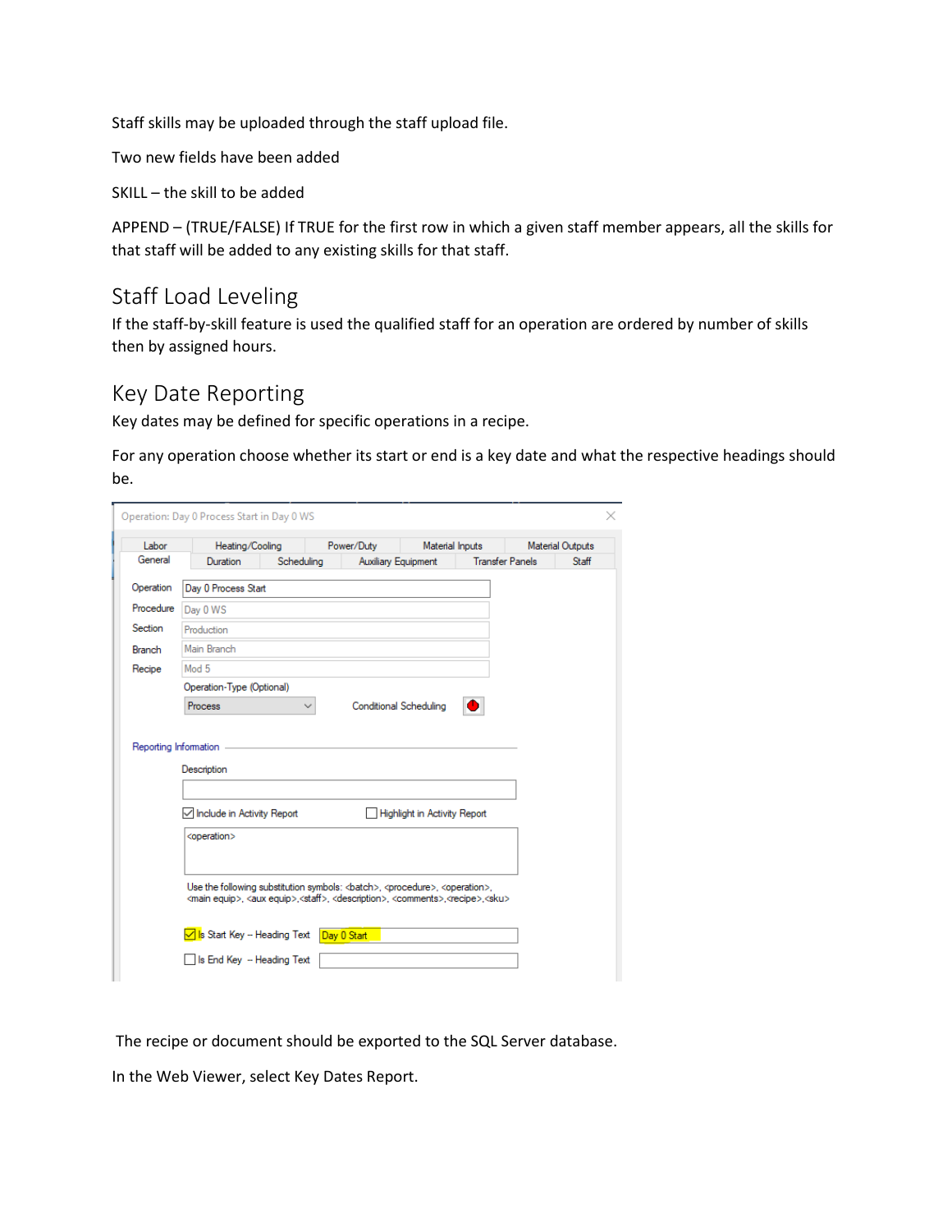Staff skills may be uploaded through the staff upload file.

Two new fields have been added

SKILL – the skill to be added

APPEND – (TRUE/FALSE) If TRUE for the first row in which a given staff member appears, all the skills for that staff will be added to any existing skills for that staff.

## Staff Load Leveling

If the staff-by-skill feature is used the qualified staff for an operation are ordered by number of skills then by assigned hours.

## Key Date Reporting

Key dates may be defined for specific operations in a recipe.

For any operation choose whether its start or end is a key date and what the respective headings should be.

The recipe or document should be exported to the SQL Server database.

In the Web Viewer, select Key Dates Report.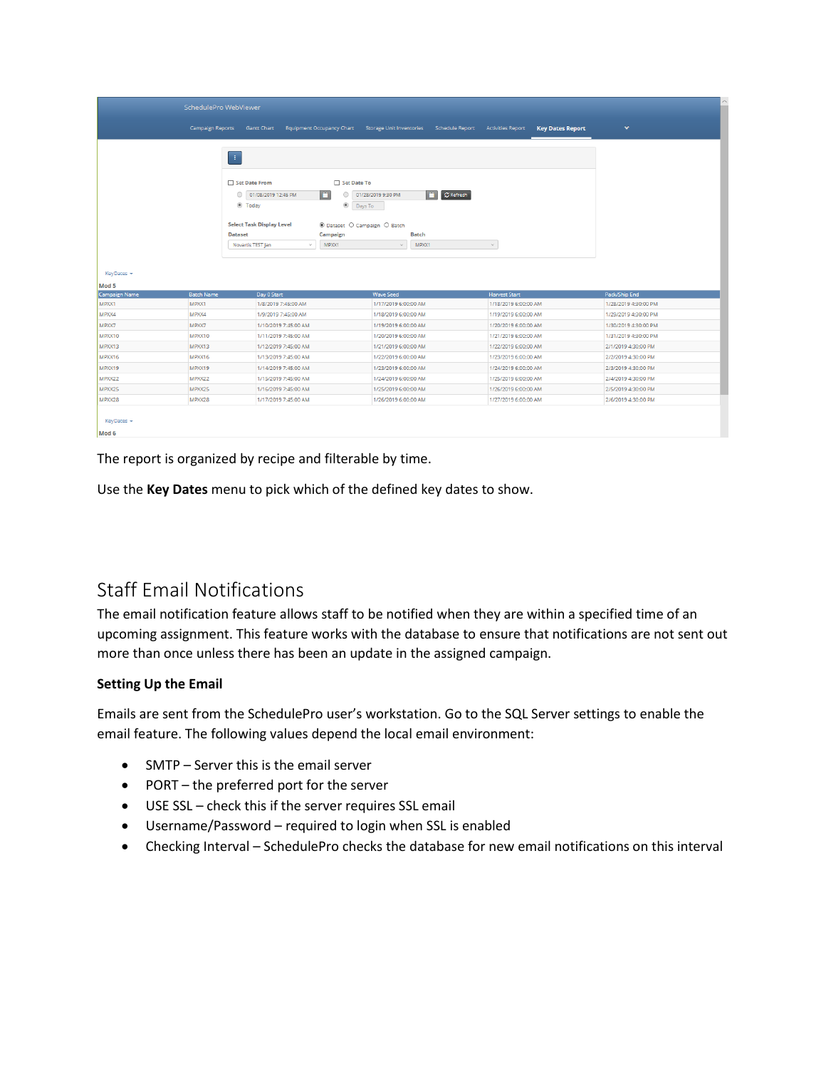SchedulePro WebViewer

Campaign Reports | Gantt Chart | Equipment Occupancy Chart | Storage Unit Inventories | Schedule Report | Activities Report | **Key Dates Report**

Set Date From: 01/08/2019 12:46 PM — Today

Set Date To: 01/28/2019 9:30 PM — Days To — Refresh

Select Task Display Level: Dataset / Campaign / Batch

Dataset: Novartis TEST Jan | Campaign: MPXX1 | Batch: MPXX1

KeyDates

**Mod 5**

| Campaign Name | Batch Name | Day 0 Start | Wave Seed | Harvest Start | Pack/Ship End |
|---|---|---|---|---|---|
| MPXX1 | MPXX1 | 1/8/2019 7:45:00 AM | 1/17/2019 6:00:00 AM | 1/18/2019 6:00:00 AM | 1/28/2019 4:30:00 PM |
| MPXX4 | MPXX4 | 1/9/2019 7:45:00 AM | 1/18/2019 6:00:00 AM | 1/19/2019 6:00:00 AM | 1/29/2019 4:30:00 PM |
| MPXX7 | MPXX7 | 1/10/2019 7:45:00 AM | 1/19/2019 6:00:00 AM | 1/20/2019 6:00:00 AM | 1/30/2019 4:30:00 PM |
| MPXX10 | MPXX10 | 1/11/2019 7:45:00 AM | 1/20/2019 6:00:00 AM | 1/21/2019 6:00:00 AM | 1/31/2019 4:30:00 PM |
| MPXX13 | MPXX13 | 1/12/2019 7:45:00 AM | 1/21/2019 6:00:00 AM | 1/22/2019 6:00:00 AM | 2/1/2019 4:30:00 PM |
| MPXX16 | MPXX16 | 1/13/2019 7:45:00 AM | 1/22/2019 6:00:00 AM | 1/23/2019 6:00:00 AM | 2/2/2019 4:30:00 PM |
| MPXX19 | MPXX19 | 1/14/2019 7:45:00 AM | 1/23/2019 6:00:00 AM | 1/24/2019 6:00:00 AM | 2/3/2019 4:30:00 PM |
| MPXX22 | MPXX22 | 1/15/2019 7:45:00 AM | 1/24/2019 6:00:00 AM | 1/25/2019 6:00:00 AM | 2/4/2019 4:30:00 PM |
| MPXX25 | MPXX25 | 1/16/2019 7:45:00 AM | 1/25/2019 6:00:00 AM | 1/26/2019 6:00:00 AM | 2/5/2019 4:30:00 PM |
| MPXX28 | MPXX28 | 1/17/2019 7:45:00 AM | 1/26/2019 6:00:00 AM | 1/27/2019 6:00:00 AM | 2/6/2019 4:30:00 PM |

KeyDates

**Mod 6**

The report is organized by recipe and filterable by time.

Use the **Key Dates** menu to pick which of the defined key dates to show.

## Staff Email Notifications

The email notification feature allows staff to be notified when they are within a specified time of an upcoming assignment. This feature works with the database to ensure that notifications are not sent out more than once unless there has been an update in the assigned campaign.

**Setting Up the Email**

Emails are sent from the SchedulePro user's workstation. Go to the SQL Server settings to enable the email feature. The following values depend the local email environment:

- SMTP – Server this is the email server
- PORT – the preferred port for the server
- USE SSL – check this if the server requires SSL email
- Username/Password – required to login when SSL is enabled
- Checking Interval – SchedulePro checks the database for new email notifications on this interval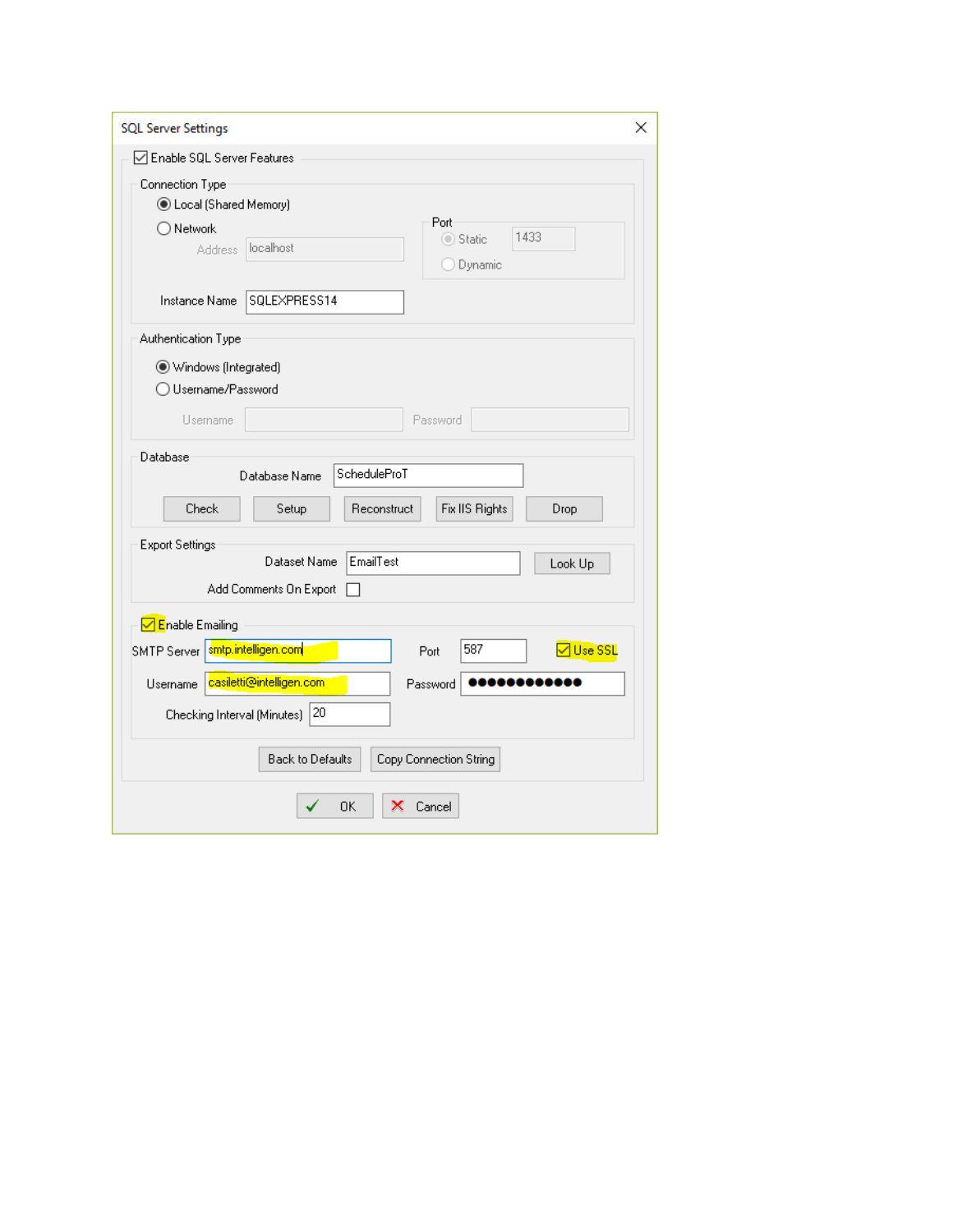**SQL Server Settings**

☑ Enable SQL Server Features

**Connection Type**

- ◉ Local (Shared Memory)
- ○ Network

Address: localhost

**Port**

- ◉ Static: 1433
- ○ Dynamic

Instance Name: SQLEXPRESS14

**Authentication Type**

- ◉ Windows (Integrated)
- ○ Username/Password

Username: | Password:

**Database**

Database Name: ScheduleProT

Check | Setup | Reconstruct | Fix IIS Rights | Drop

**Export Settings**

Dataset Name: EmailTest | Look Up

Add Comments On Export ☐

☑ **Enable Emailing**

SMTP Server: smtp.intelligen.com | Port: 587 | ☑ Use SSL

Username: casiletti@intelligen.com | Password: ●●●●●●●●●●●●

Checking Interval (Minutes): 20

Back to Defaults | Copy Connection String

✔ OK | ✘ Cancel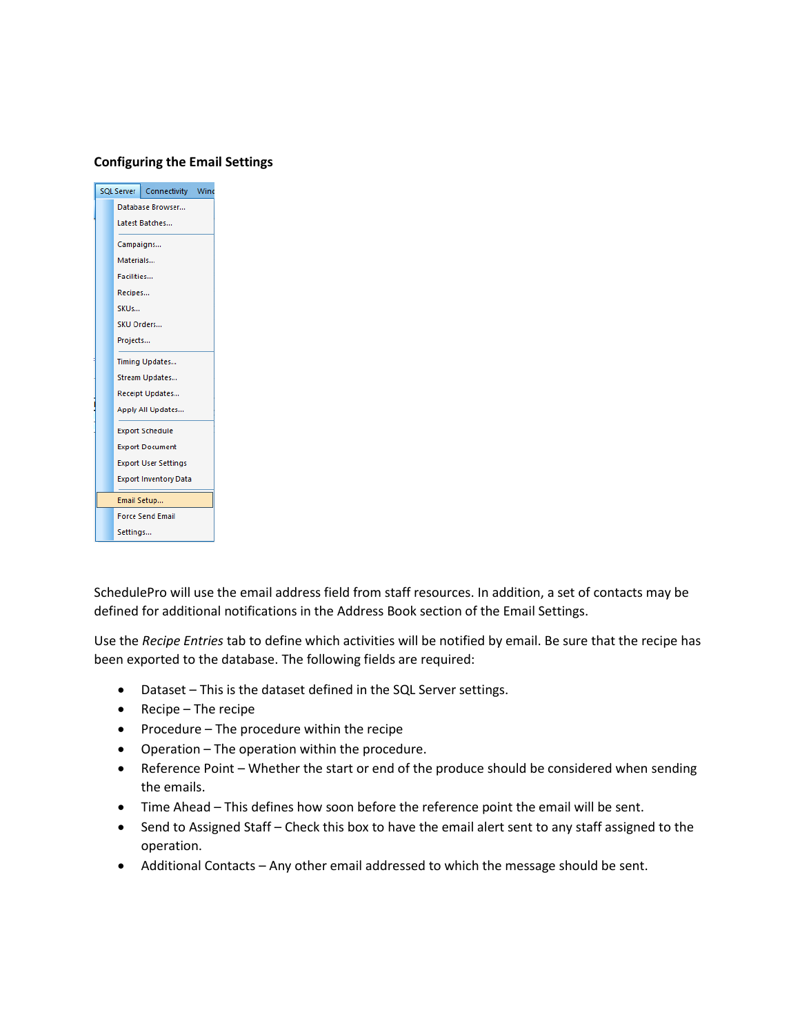**Configuring the Email Settings**

SchedulePro will use the email address field from staff resources. In addition, a set of contacts may be defined for additional notifications in the Address Book section of the Email Settings.

Use the *Recipe Entries* tab to define which activities will be notified by email. Be sure that the recipe has been exported to the database. The following fields are required:

- Dataset – This is the dataset defined in the SQL Server settings.
- Recipe – The recipe
- Procedure – The procedure within the recipe
- Operation – The operation within the procedure.
- Reference Point – Whether the start or end of the produce should be considered when sending the emails.
- Time Ahead – This defines how soon before the reference point the email will be sent.
- Send to Assigned Staff – Check this box to have the email alert sent to any staff assigned to the operation.
- Additional Contacts – Any other email addressed to which the message should be sent.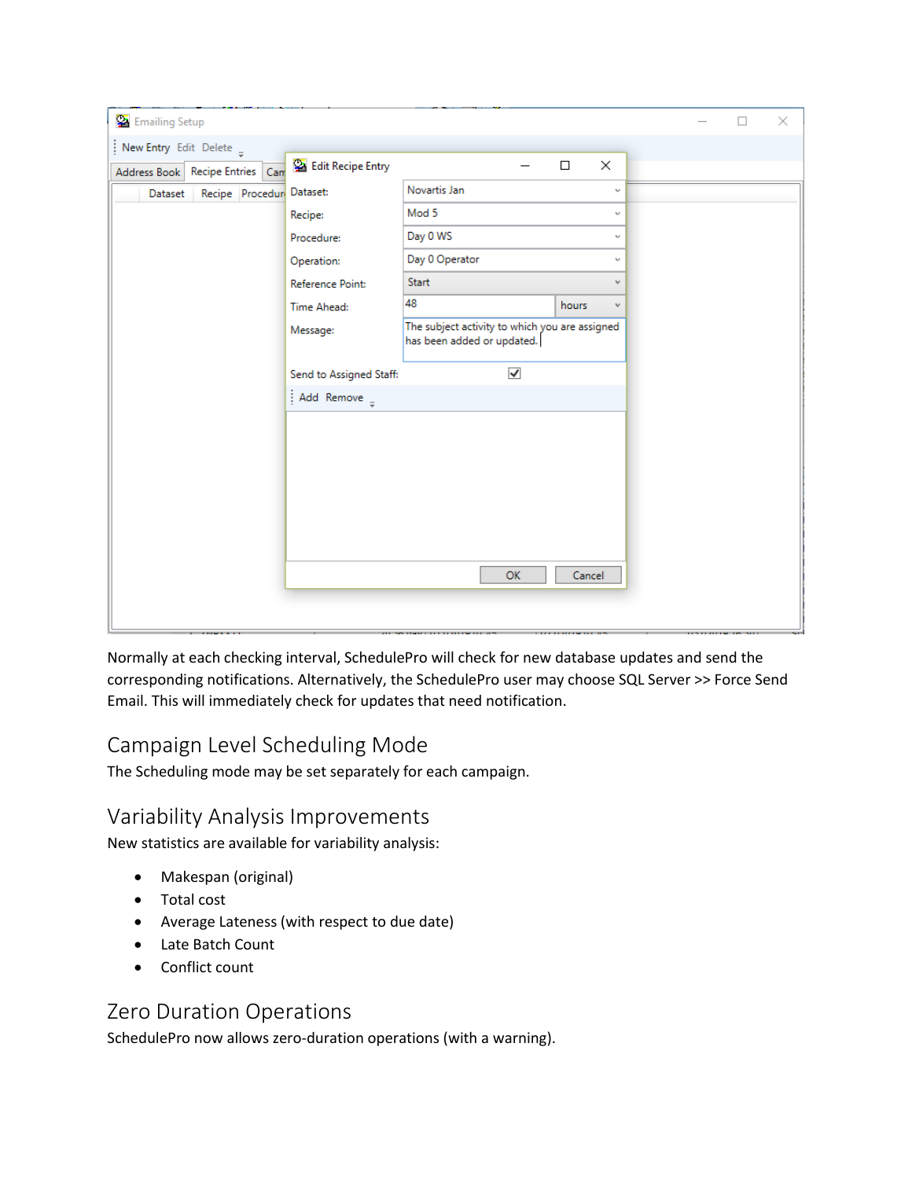Normally at each checking interval, SchedulePro will check for new database updates and send the corresponding notifications. Alternatively, the SchedulePro user may choose SQL Server >> Force Send Email. This will immediately check for updates that need notification.

## Campaign Level Scheduling Mode

The Scheduling mode may be set separately for each campaign.

## Variability Analysis Improvements

New statistics are available for variability analysis:

- Makespan (original)
- Total cost
- Average Lateness (with respect to due date)
- Late Batch Count
- Conflict count

## Zero Duration Operations

SchedulePro now allows zero-duration operations (with a warning).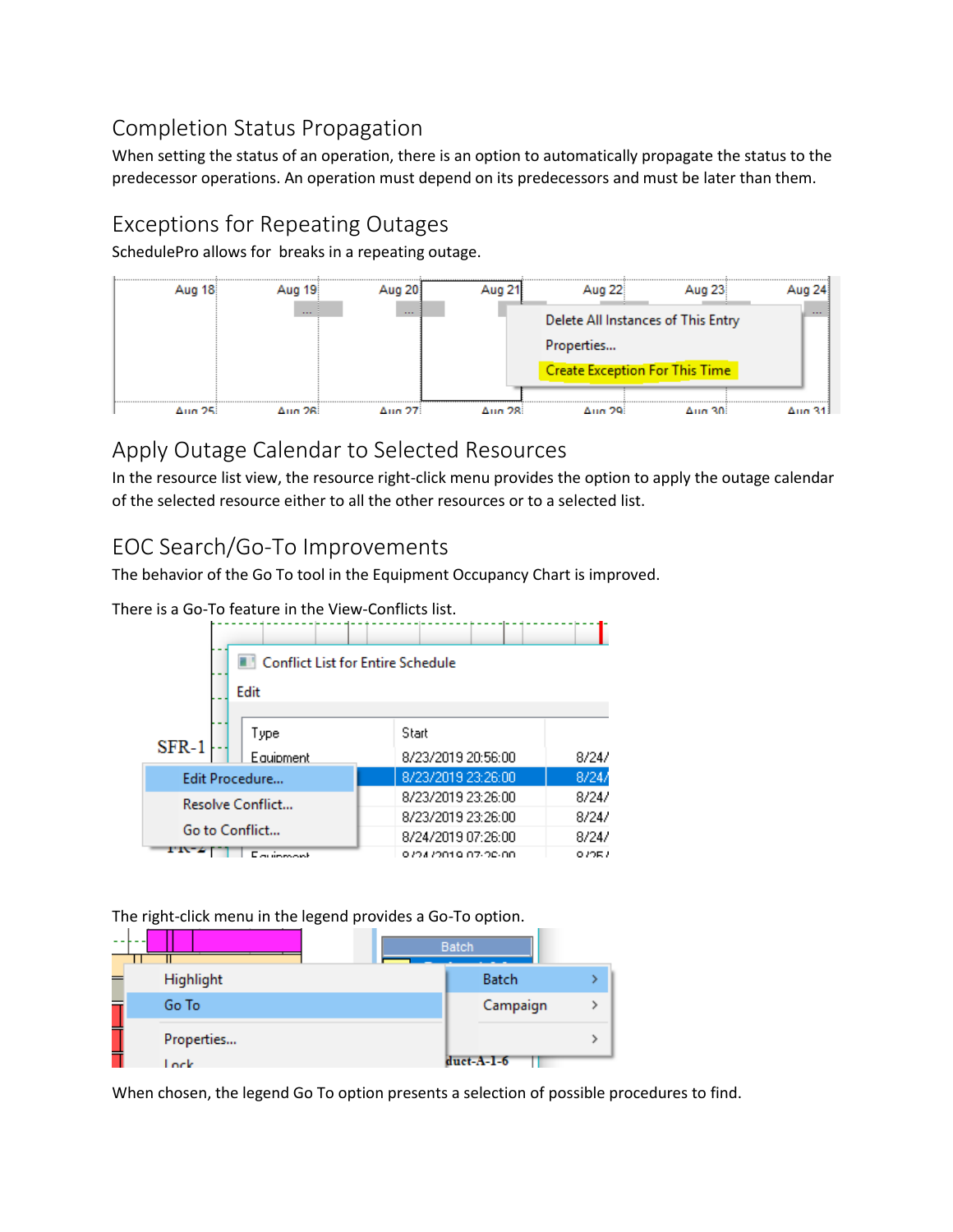## Completion Status Propagation

When setting the status of an operation, there is an option to automatically propagate the status to the predecessor operations. An operation must depend on its predecessors and must be later than them.

## Exceptions for Repeating Outages

SchedulePro allows for  breaks in a repeating outage.

## Apply Outage Calendar to Selected Resources

In the resource list view, the resource right-click menu provides the option to apply the outage calendar of the selected resource either to all the other resources or to a selected list.

## EOC Search/Go-To Improvements

The behavior of the Go To tool in the Equipment Occupancy Chart is improved.

There is a Go-To feature in the View-Conflicts list.

The right-click menu in the legend provides a Go-To option.

When chosen, the legend Go To option presents a selection of possible procedures to find.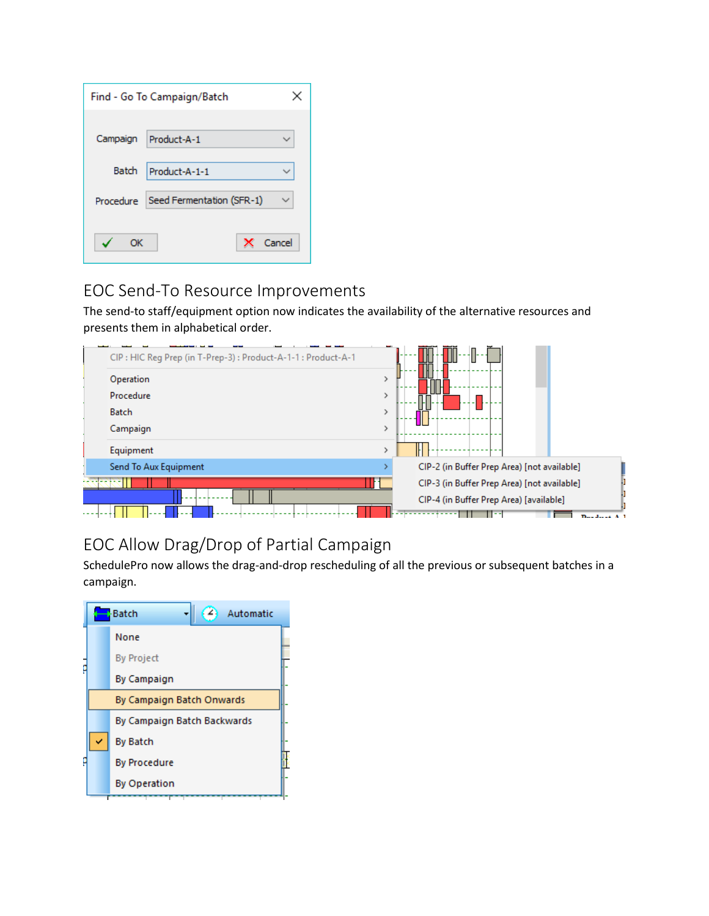## EOC Send-To Resource Improvements

The send-to staff/equipment option now indicates the availability of the alternative resources and presents them in alphabetical order.

## EOC Allow Drag/Drop of Partial Campaign

SchedulePro now allows the drag-and-drop rescheduling of all the previous or subsequent batches in a campaign.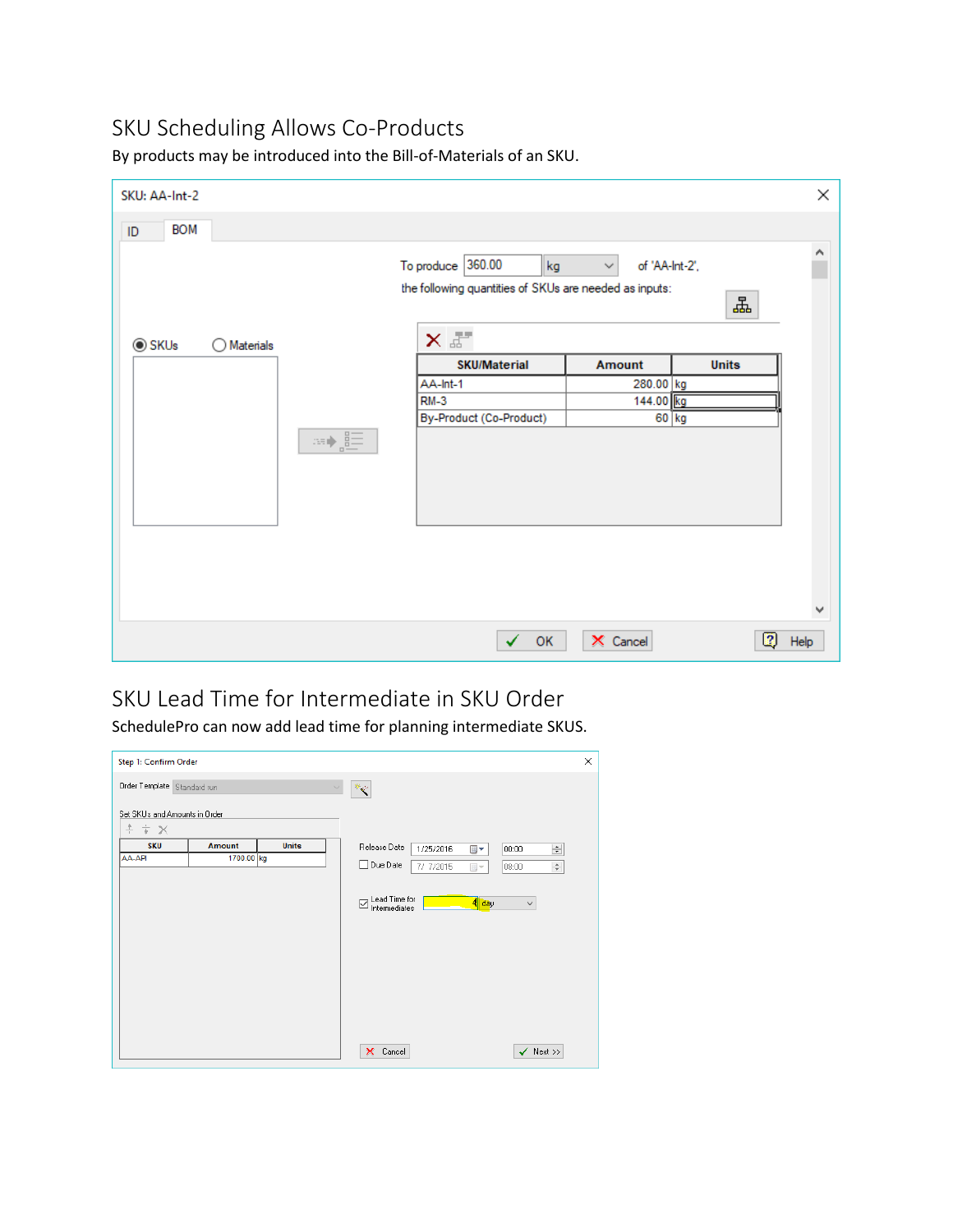## SKU Scheduling Allows Co-Products

By products may be introduced into the Bill-of-Materials of an SKU.

SKU: AA-Int-2

ID | BOM

To produce 360.00 kg of 'AA-Int-2', the following quantities of SKUs are needed as inputs:

SKUs | Materials

| SKU/Material | Amount | Units |
|---|---|---|
| AA-Int-1 | 280.00 | kg |
| RM-3 | 144.00 | kg |
| By-Product (Co-Product) | 60 | kg |

OK | Cancel | Help

## SKU Lead Time for Intermediate in SKU Order

SchedulePro can now add lead time for planning intermediate SKUS.

Step 1: Confirm Order

Order Template: Standard run

Set SKUs and Amounts in Order

| SKU | Amount | Units |
|---|---|---|
| AA-API | 1700.00 | kg |

Release Date: 1/25/2016 00:00

Due Date: 7/ 7/2015 08:00

Lead Time for Intermediates: 4 day

Cancel | Next >>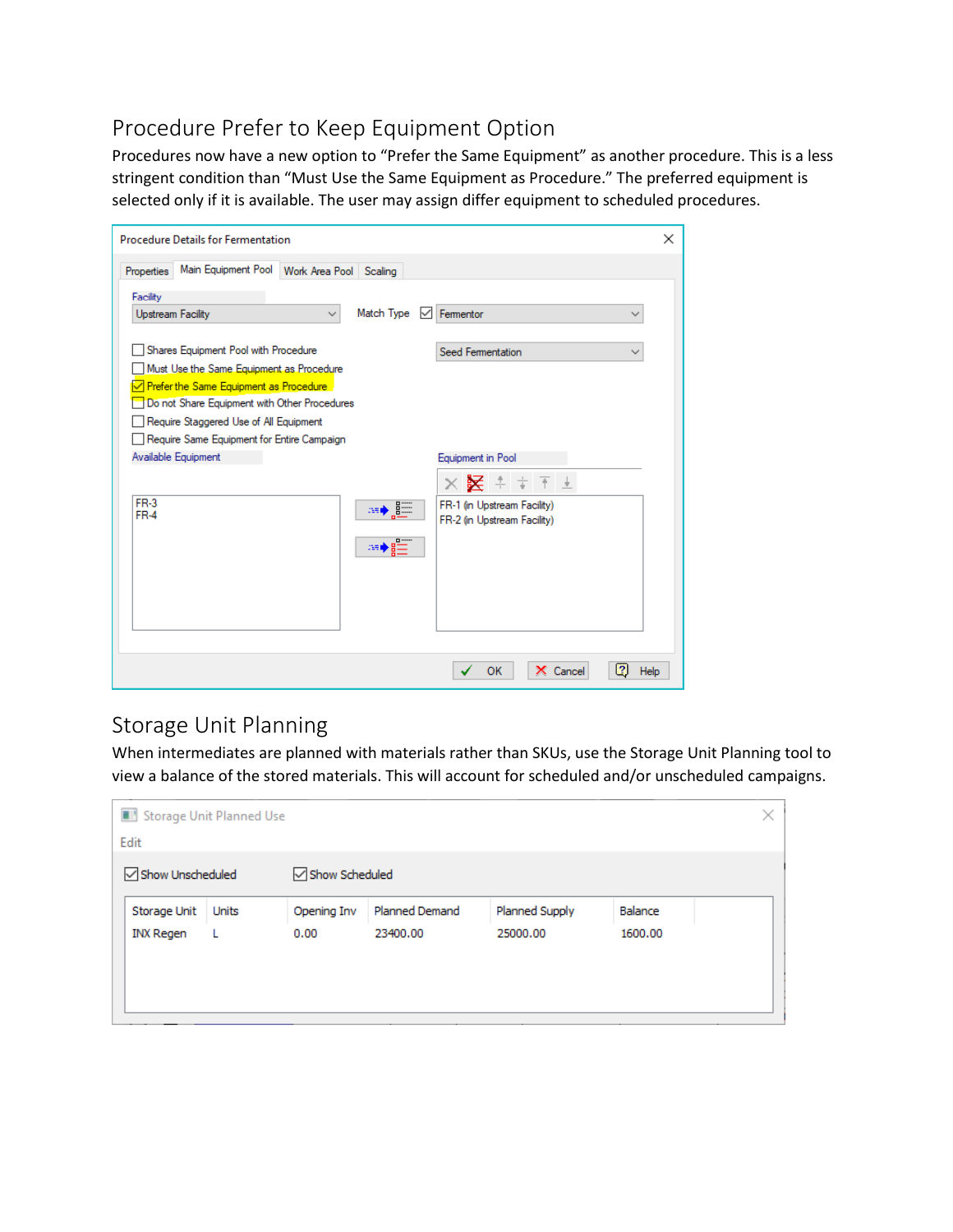## Procedure Prefer to Keep Equipment Option

Procedures now have a new option to “Prefer the Same Equipment” as another procedure. This is a less stringent condition than “Must Use the Same Equipment as Procedure.” The preferred equipment is selected only if it is available. The user may assign differ equipment to scheduled procedures.

Procedure Details for Fermentation

Properties | Main Equipment Pool | Work Area Pool | Scaling

Facility: Upstream Facility

Match Type: ☑ Fermentor

Seed Fermentation

- ☐ Shares Equipment Pool with Procedure
- ☐ Must Use the Same Equipment as Procedure
- ☑ Prefer the Same Equipment as Procedure
- ☐ Do not Share Equipment with Other Procedures
- ☐ Require Staggered Use of All Equipment
- ☐ Require Same Equipment for Entire Campaign

Available Equipment:
FR-3
FR-4

Equipment in Pool:
FR-1 (in Upstream Facility)
FR-2 (in Upstream Facility)

OK | Cancel | Help

## Storage Unit Planning

When intermediates are planned with materials rather than SKUs, use the Storage Unit Planning tool to view a balance of the stored materials. This will account for scheduled and/or unscheduled campaigns.

Storage Unit Planned Use

Edit

☑ Show Unscheduled ☑ Show Scheduled

| Storage Unit | Units | Opening Inv | Planned Demand | Planned Supply | Balance |
|---|---|---|---|---|---|
| INX Regen | L | 0.00 | 23400.00 | 25000.00 | 1600.00 |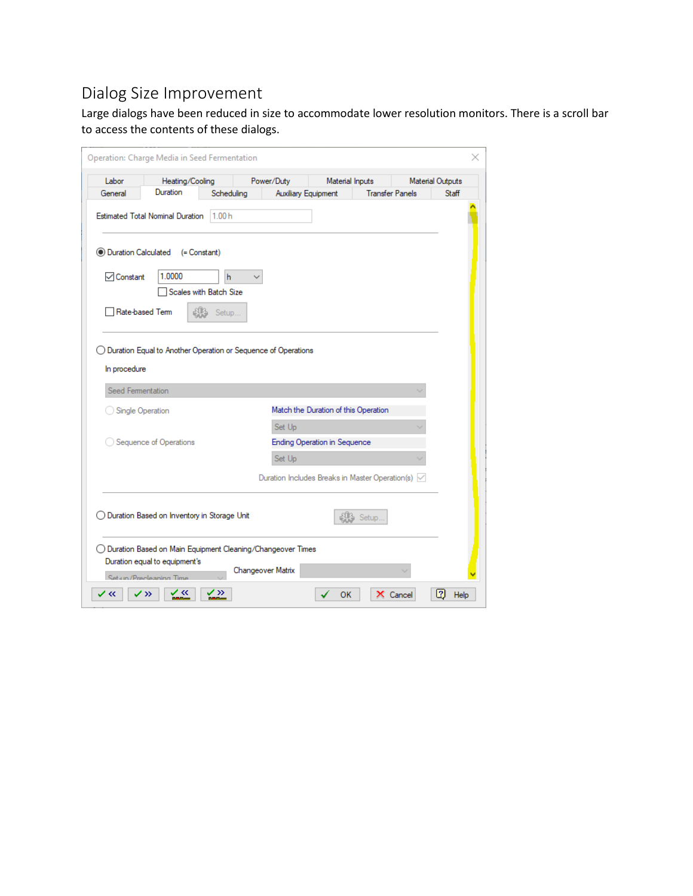## Dialog Size Improvement

Large dialogs have been reduced in size to accommodate lower resolution monitors. There is a scroll bar to access the contents of these dialogs.